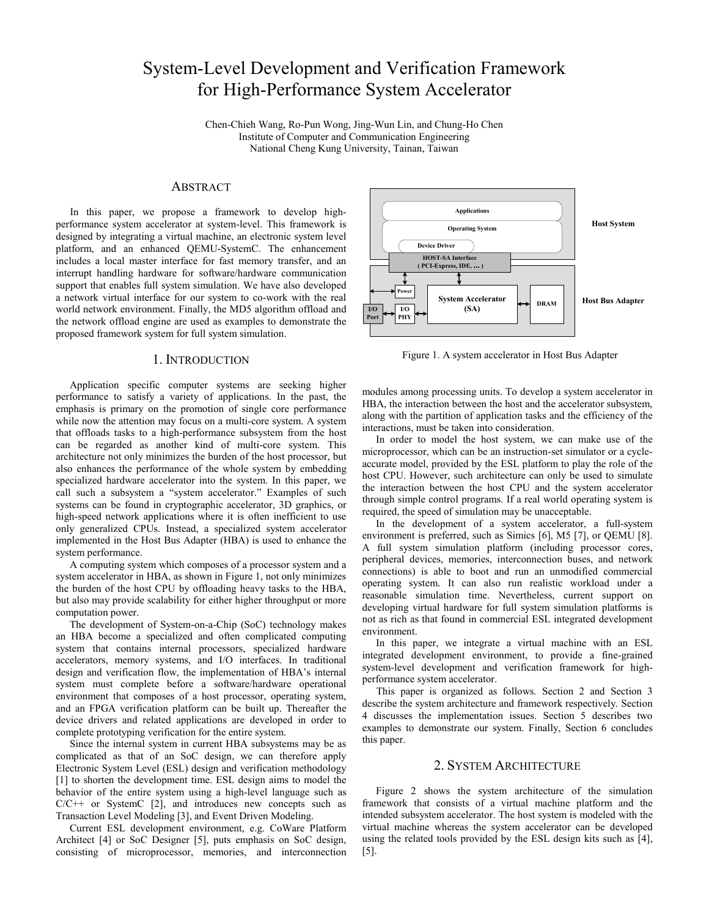# System-Level Development and Verification Framework for High-Performance System Accelerator

Chen-Chieh Wang, Ro-Pun Wong, Jing-Wun Lin, and Chung-Ho Chen
Institute of Computer and Communication Engineering
National Cheng Kung University, Tainan, Taiwan

## ABSTRACT

In this paper, we propose a framework to develop high-performance system accelerator at system-level. This framework is designed by integrating a virtual machine, an electronic system level platform, and an enhanced QEMU-SystemC. The enhancement includes a local master interface for fast memory transfer, and an interrupt handling hardware for software/hardware communication support that enables full system simulation. We have also developed a network virtual interface for our system to co-work with the real world network environment. Finally, the MD5 algorithm offload and the network offload engine are used as examples to demonstrate the proposed framework system for full system simulation.

## 1. INTRODUCTION

Application specific computer systems are seeking higher performance to satisfy a variety of applications. In the past, the emphasis is primary on the promotion of single core performance while now the attention may focus on a multi-core system. A system that offloads tasks to a high-performance subsystem from the host can be regarded as another kind of multi-core system. This architecture not only minimizes the burden of the host processor, but also enhances the performance of the whole system by embedding specialized hardware accelerator into the system. In this paper, we call such a subsystem a "system accelerator." Examples of such systems can be found in cryptographic accelerator, 3D graphics, or high-speed network applications where it is often inefficient to use only generalized CPUs. Instead, a specialized system accelerator implemented in the Host Bus Adapter (HBA) is used to enhance the system performance.

A computing system which composes of a processor system and a system accelerator in HBA, as shown in Figure 1, not only minimizes the burden of the host CPU by offloading heavy tasks to the HBA, but also may provide scalability for either higher throughput or more computation power.

The development of System-on-a-Chip (SoC) technology makes an HBA become a specialized and often complicated computing system that contains internal processors, specialized hardware accelerators, memory systems, and I/O interfaces. In traditional design and verification flow, the implementation of HBA's internal system must complete before a software/hardware operational environment that composes of a host processor, operating system, and an FPGA verification platform can be built up. Thereafter the device drivers and related applications are developed in order to complete prototyping verification for the entire system.

Since the internal system in current HBA subsystems may be as complicated as that of an SoC design, we can therefore apply Electronic System Level (ESL) design and verification methodology [1] to shorten the development time. ESL design aims to model the behavior of the entire system using a high-level language such as C/C++ or SystemC [2], and introduces new concepts such as Transaction Level Modeling [3], and Event Driven Modeling.

Current ESL development environment, e.g. CoWare Platform Architect [4] or SoC Designer [5], puts emphasis on SoC design, consisting of microprocessor, memories, and interconnection modules among processing units. To develop a system accelerator in HBA, the interaction between the host and the accelerator subsystem, along with the partition of application tasks and the efficiency of the interactions, must be taken into consideration.

Applications
Operating System
Device Driver
HOST-SA Interface
( PCI-Express, IDE, ... )
Host System
Power
I/O Port
I/O PHY
System Accelerator (SA)
DRAM
Host Bus Adapter

Figure 1. A system accelerator in Host Bus Adapter

In order to model the host system, we can make use of the microprocessor, which can be an instruction-set simulator or a cycle-accurate model, provided by the ESL platform to play the role of the host CPU. However, such architecture can only be used to simulate the interaction between the host CPU and the system accelerator through simple control programs. If a real world operating system is required, the speed of simulation may be unacceptable.

In the development of a system accelerator, a full-system environment is preferred, such as Simics [6], M5 [7], or QEMU [8]. A full system simulation platform (including processor cores, peripheral devices, memories, interconnection buses, and network connections) is able to boot and run an unmodified commercial operating system. It can also run realistic workload under a reasonable simulation time. Nevertheless, current support on developing virtual hardware for full system simulation platforms is not as rich as that found in commercial ESL integrated development environment.

In this paper, we integrate a virtual machine with an ESL integrated development environment, to provide a fine-grained system-level development and verification framework for high-performance system accelerator.

This paper is organized as follows. Section 2 and Section 3 describe the system architecture and framework respectively. Section 4 discusses the implementation issues. Section 5 describes two examples to demonstrate our system. Finally, Section 6 concludes this paper.

## 2. SYSTEM ARCHITECTURE

Figure 2 shows the system architecture of the simulation framework that consists of a virtual machine platform and the intended subsystem accelerator. The host system is modeled with the virtual machine whereas the system accelerator can be developed using the related tools provided by the ESL design kits such as [4], [5].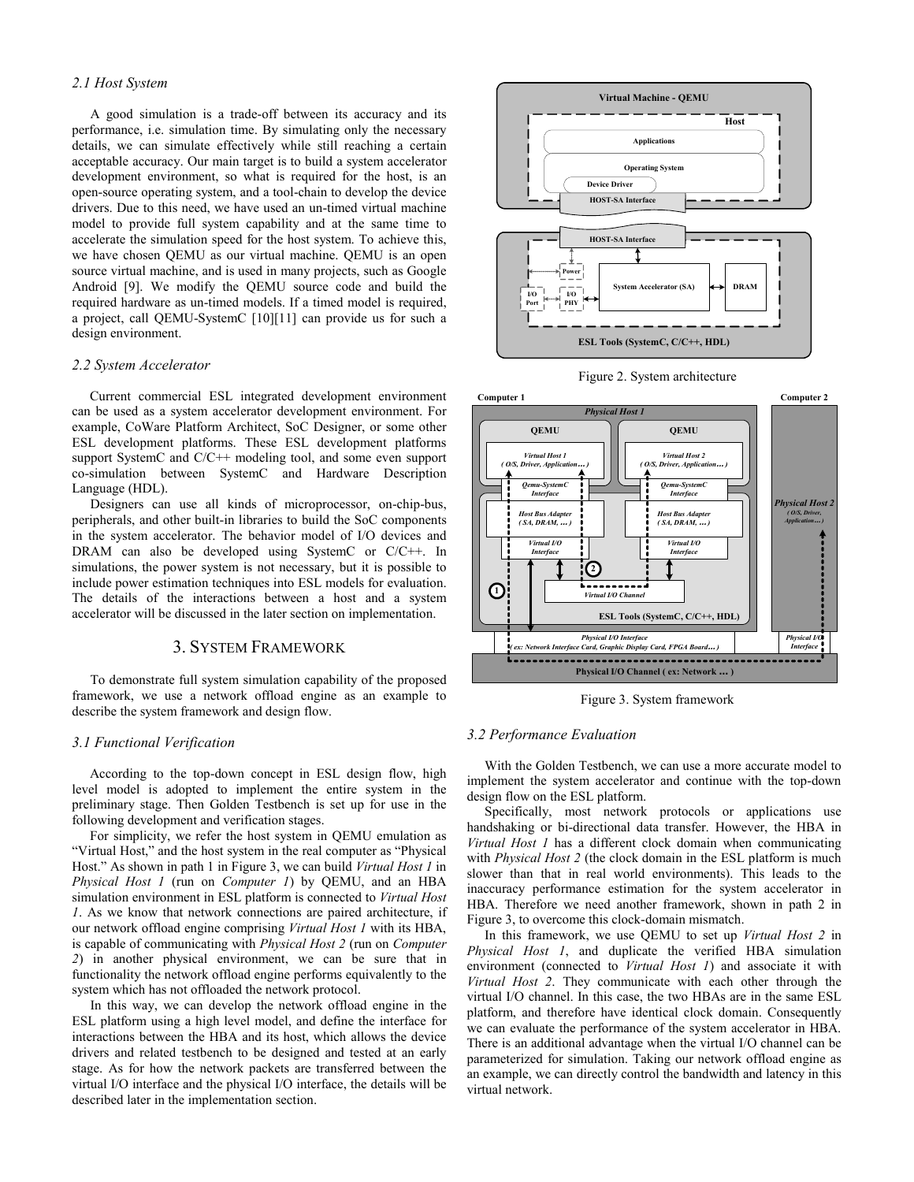### 2.1 Host System

A good simulation is a trade-off between its accuracy and its performance, i.e. simulation time. By simulating only the necessary details, we can simulate effectively while still reaching a certain acceptable accuracy. Our main target is to build a system accelerator development environment, so what is required for the host, is an open-source operating system, and a tool-chain to develop the device drivers. Due to this need, we have used an un-timed virtual machine model to provide full system capability and at the same time to accelerate the simulation speed for the host system. To achieve this, we have chosen QEMU as our virtual machine. QEMU is an open source virtual machine, and is used in many projects, such as Google Android [9]. We modify the QEMU source code and build the required hardware as un-timed models. If a timed model is required, a project, call QEMU-SystemC [10][11] can provide us for such a design environment.

### 2.2 System Accelerator

Current commercial ESL integrated development environment can be used as a system accelerator development environment. For example, CoWare Platform Architect, SoC Designer, or some other ESL development platforms. These ESL development platforms support SystemC and C/C++ modeling tool, and some even support co-simulation between SystemC and Hardware Description Language (HDL).

Designers can use all kinds of microprocessor, on-chip-bus, peripherals, and other built-in libraries to build the SoC components in the system accelerator. The behavior model of I/O devices and DRAM can also be developed using SystemC or C/C++. In simulations, the power system is not necessary, but it is possible to include power estimation techniques into ESL models for evaluation. The details of the interactions between a host and a system accelerator will be discussed in the later section on implementation.

Figure 2. System architecture

## 3. SYSTEM FRAMEWORK

To demonstrate full system simulation capability of the proposed framework, we use a network offload engine as an example to describe the system framework and design flow.

### 3.1 Functional Verification

According to the top-down concept in ESL design flow, high level model is adopted to implement the entire system in the preliminary stage. Then Golden Testbench is set up for use in the following development and verification stages.

For simplicity, we refer the host system in QEMU emulation as “Virtual Host,” and the host system in the real computer as “Physical Host.” As shown in path 1 in Figure 3, we can build *Virtual Host 1* in *Physical Host 1* (run on *Computer 1*) by QEMU, and an HBA simulation environment in ESL platform is connected to *Virtual Host 1*. As we know that network connections are paired architecture, if our network offload engine comprising *Virtual Host 1* with its HBA, is capable of communicating with *Physical Host 2* (run on *Computer 2*) in another physical environment, we can be sure that in functionality the network offload engine performs equivalently to the system which has not offloaded the network protocol.

In this way, we can develop the network offload engine in the ESL platform using a high level model, and define the interface for interactions between the HBA and its host, which allows the device drivers and related testbench to be designed and tested at an early stage. As for how the network packets are transferred between the virtual I/O interface and the physical I/O interface, the details will be described later in the implementation section.

Figure 3. System framework

### 3.2 Performance Evaluation

With the Golden Testbench, we can use a more accurate model to implement the system accelerator and continue with the top-down design flow on the ESL platform.

Specifically, most network protocols or applications use handshaking or bi-directional data transfer. However, the HBA in *Virtual Host 1* has a different clock domain when communicating with *Physical Host 2* (the clock domain in the ESL platform is much slower than that in real world environments). This leads to the inaccuracy performance estimation for the system accelerator in HBA. Therefore we need another framework, shown in path 2 in Figure 3, to overcome this clock-domain mismatch.

In this framework, we use QEMU to set up *Virtual Host 2* in *Physical Host 1*, and duplicate the verified HBA simulation environment (connected to *Virtual Host 1*) and associate it with *Virtual Host 2*. They communicate with each other through the virtual I/O channel. In this case, the two HBAs are in the same ESL platform, and therefore have identical clock domain. Consequently we can evaluate the performance of the system accelerator in HBA. There is an additional advantage when the virtual I/O channel can be parameterized for simulation. Taking our network offload engine as an example, we can directly control the bandwidth and latency in this virtual network.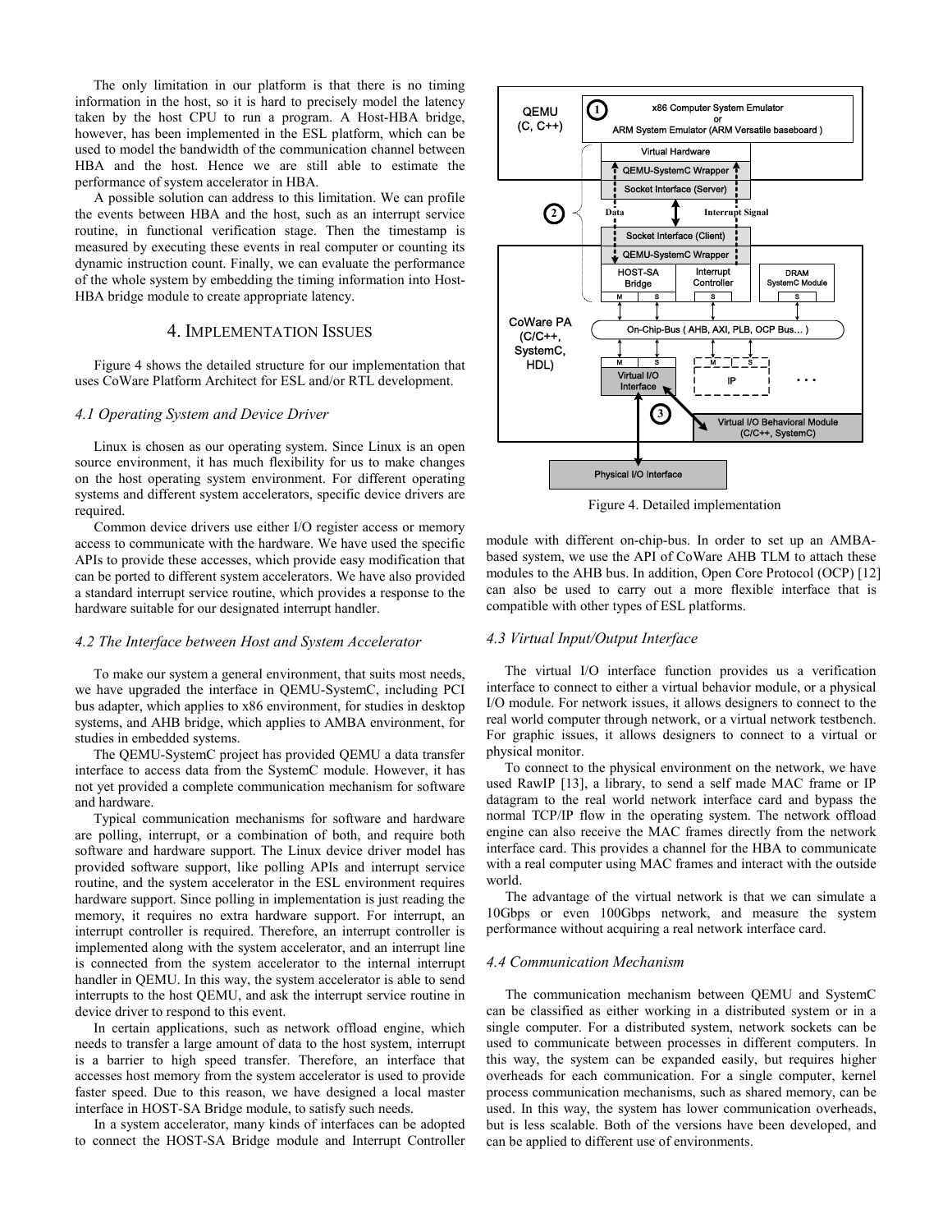The only limitation in our platform is that there is no timing information in the host, so it is hard to precisely model the latency taken by the host CPU to run a program. A Host-HBA bridge, however, has been implemented in the ESL platform, which can be used to model the bandwidth of the communication channel between HBA and the host. Hence we are still able to estimate the performance of system accelerator in HBA.

A possible solution can address to this limitation. We can profile the events between HBA and the host, such as an interrupt service routine, in functional verification stage. Then the timestamp is measured by executing these events in real computer or counting its dynamic instruction count. Finally, we can evaluate the performance of the whole system by embedding the timing information into Host-HBA bridge module to create appropriate latency.

## 4. IMPLEMENTATION ISSUES

Figure 4 shows the detailed structure for our implementation that uses CoWare Platform Architect for ESL and/or RTL development.

### *4.1 Operating System and Device Driver*

Linux is chosen as our operating system. Since Linux is an open source environment, it has much flexibility for us to make changes on the host operating system environment. For different operating systems and different system accelerators, specific device drivers are required.

Common device drivers use either I/O register access or memory access to communicate with the hardware. We have used the specific APIs to provide these accesses, which provide easy modification that can be ported to different system accelerators. We have also provided a standard interrupt service routine, which provides a response to the hardware suitable for our designated interrupt handler.

### *4.2 The Interface between Host and System Accelerator*

To make our system a general environment, that suits most needs, we have upgraded the interface in QEMU-SystemC, including PCI bus adapter, which applies to x86 environment, for studies in desktop systems, and AHB bridge, which applies to AMBA environment, for studies in embedded systems.

The QEMU-SystemC project has provided QEMU a data transfer interface to access data from the SystemC module. However, it has not yet provided a complete communication mechanism for software and hardware.

Typical communication mechanisms for software and hardware are polling, interrupt, or a combination of both, and require both software and hardware support. The Linux device driver model has provided software support, like polling APIs and interrupt service routine, and the system accelerator in the ESL environment requires hardware support. Since polling in implementation is just reading the memory, it requires no extra hardware support. For interrupt, an interrupt controller is required. Therefore, an interrupt controller is implemented along with the system accelerator, and an interrupt line is connected from the system accelerator to the internal interrupt handler in QEMU. In this way, the system accelerator is able to send interrupts to the host QEMU, and ask the interrupt service routine in device driver to respond to this event.

In certain applications, such as network offload engine, which needs to transfer a large amount of data to the host system, interrupt is a barrier to high speed transfer. Therefore, an interface that accesses host memory from the system accelerator is used to provide faster speed. Due to this reason, we have designed a local master interface in HOST-SA Bridge module, to satisfy such needs.

In a system accelerator, many kinds of interfaces can be adopted to connect the HOST-SA Bridge module and Interrupt Controller module with different on-chip-bus. In order to set up an AMBA-based system, we use the API of CoWare AHB TLM to attach these modules to the AHB bus. In addition, Open Core Protocol (OCP) [12] can also be used to carry out a more flexible interface that is compatible with other types of ESL platforms.

QEMU (C, C++)
1
x86 Computer System Emulator
or
ARM System Emulator (ARM Versatile baseboard )
Virtual Hardware
QEMU-SystemC Wrapper
Socket Interface (Server)
2
Data
Interrupt Signal
Socket Interface (Client)
QEMU-SystemC Wrapper
HOST-SA Bridge
Interrupt Controller
DRAM SystemC Module
M S S S
CoWare PA (C/C++, SystemC, HDL)
On-Chip-Bus ( AHB, AXI, PLB, OCP Bus… )
M S M S
Virtual I/O Interface
IP
…
3
Virtual I/O Behavioral Module (C/C++, SystemC)
Physical I/O Interface

Figure 4. Detailed implementation

### *4.3 Virtual Input/Output Interface*

The virtual I/O interface function provides us a verification interface to connect to either a virtual behavior module, or a physical I/O module. For network issues, it allows designers to connect to the real world computer through network, or a virtual network testbench. For graphic issues, it allows designers to connect to a virtual or physical monitor.

To connect to the physical environment on the network, we have used RawIP [13], a library, to send a self made MAC frame or IP datagram to the real world network interface card and bypass the normal TCP/IP flow in the operating system. The network offload engine can also receive the MAC frames directly from the network interface card. This provides a channel for the HBA to communicate with a real computer using MAC frames and interact with the outside world.

The advantage of the virtual network is that we can simulate a 10Gbps or even 100Gbps network, and measure the system performance without acquiring a real network interface card.

### *4.4 Communication Mechanism*

The communication mechanism between QEMU and SystemC can be classified as either working in a distributed system or in a single computer. For a distributed system, network sockets can be used to communicate between processes in different computers. In this way, the system can be expanded easily, but requires higher overheads for each communication. For a single computer, kernel process communication mechanisms, such as shared memory, can be used. In this way, the system has lower communication overheads, but is less scalable. Both of the versions have been developed, and can be applied to different use of environments.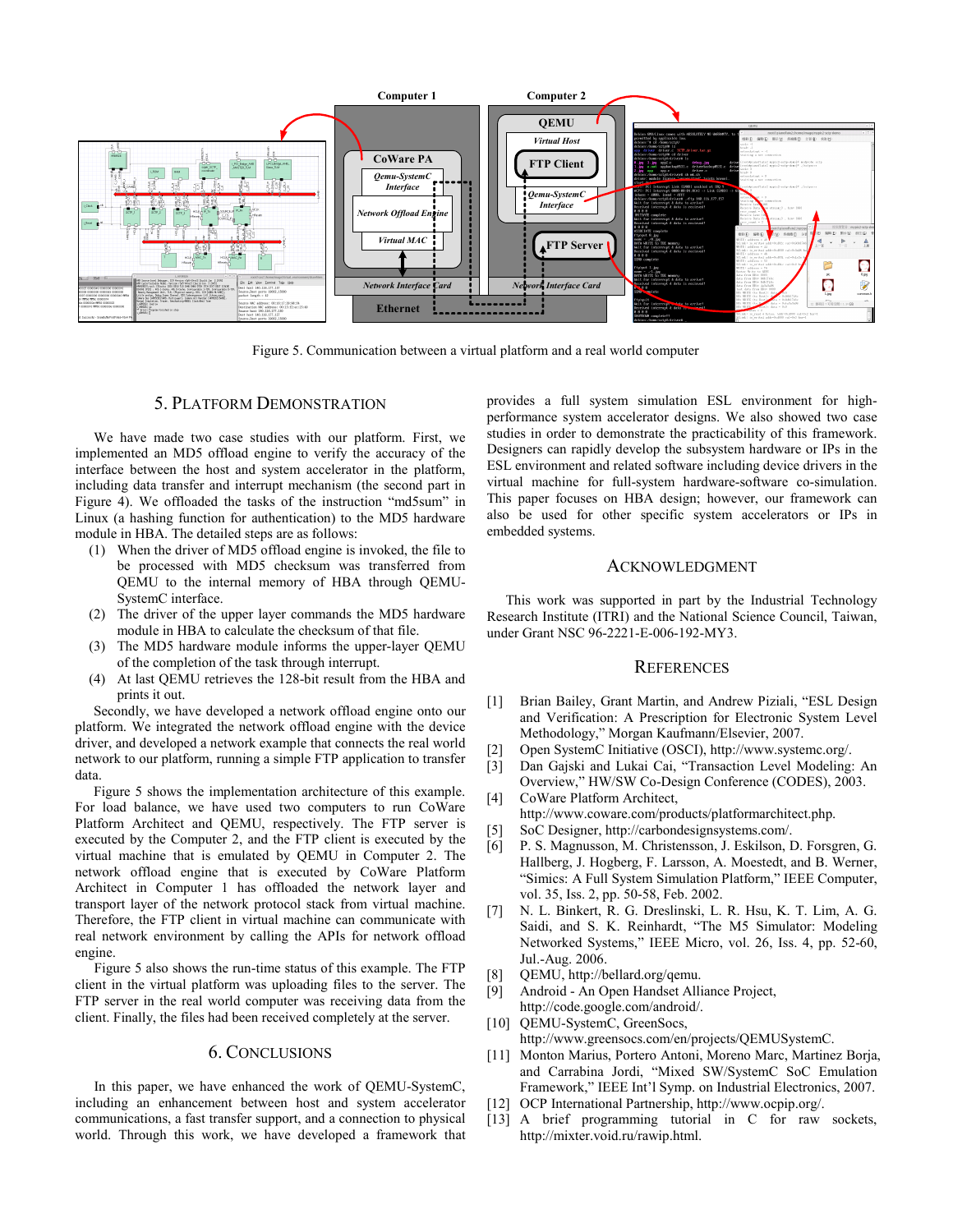Computer 1

Computer 2

CoWare PA

Qemu-SystemC Interface

Network Offload Engine

Virtual MAC

Network Interface Card

Ethernet

QEMU

Virtual Host

FTP Client

Qemu-SystemC Interface

FTP Server

Network Interface Card

Figure 5. Communication between a virtual platform and a real world computer

## 5. Platform Demonstration

We have made two case studies with our platform. First, we implemented an MD5 offload engine to verify the accuracy of the interface between the host and system accelerator in the platform, including data transfer and interrupt mechanism (the second part in Figure 4). We offloaded the tasks of the instruction "md5sum" in Linux (a hashing function for authentication) to the MD5 hardware module in HBA. The detailed steps are as follows:

1. When the driver of MD5 offload engine is invoked, the file to be processed with MD5 checksum was transferred from QEMU to the internal memory of HBA through QEMU-SystemC interface.
2. The driver of the upper layer commands the MD5 hardware module in HBA to calculate the checksum of that file.
3. The MD5 hardware module informs the upper-layer QEMU of the completion of the task through interrupt.
4. At last QEMU retrieves the 128-bit result from the HBA and prints it out.

Secondly, we have developed a network offload engine onto our platform. We integrated the network offload engine with the device driver, and developed a network example that connects the real world network to our platform, running a simple FTP application to transfer data.

Figure 5 shows the implementation architecture of this example. For load balance, we have used two computers to run CoWare Platform Architect and QEMU, respectively. The FTP server is executed by the Computer 2, and the FTP client is executed by the virtual machine that is emulated by QEMU in Computer 2. The network offload engine that is executed by CoWare Platform Architect in Computer 1 has offloaded the network layer and transport layer of the network protocol stack from virtual machine. Therefore, the FTP client in virtual machine can communicate with real network environment by calling the APIs for network offload engine.

Figure 5 also shows the run-time status of this example. The FTP client in the virtual platform was uploading files to the server. The FTP server in the real world computer was receiving data from the client. Finally, the files had been received completely at the server.

## 6. Conclusions

In this paper, we have enhanced the work of QEMU-SystemC, including an enhancement between host and system accelerator communications, a fast transfer support, and a connection to physical world. Through this work, we have developed a framework that provides a full system simulation ESL environment for high-performance system accelerator designs. We also showed two case studies in order to demonstrate the practicability of this framework. Designers can rapidly develop the subsystem hardware or IPs in the ESL environment and related software including device drivers in the virtual machine for full-system hardware-software co-simulation. This paper focuses on HBA design; however, our framework can also be used for other specific system accelerators or IPs in embedded systems.

## Acknowledgment

This work was supported in part by the Industrial Technology Research Institute (ITRI) and the National Science Council, Taiwan, under Grant NSC 96-2221-E-006-192-MY3.

## References

[1] Brian Bailey, Grant Martin, and Andrew Piziali, "ESL Design and Verification: A Prescription for Electronic System Level Methodology," Morgan Kaufmann/Elsevier, 2007.

[2] Open SystemC Initiative (OSCI), http://www.systemc.org/.

[3] Dan Gajski and Lukai Cai, "Transaction Level Modeling: An Overview," HW/SW Co-Design Conference (CODES), 2003.

[4] CoWare Platform Architect, http://www.coware.com/products/platformarchitect.php.

[5] SoC Designer, http://carbondesignsystems.com/.

[6] P. S. Magnusson, M. Christensson, J. Eskilson, D. Forsgren, G. Hallberg, J. Hogberg, F. Larsson, A. Moestedt, and B. Werner, "Simics: A Full System Simulation Platform," IEEE Computer, vol. 35, Iss. 2, pp. 50-58, Feb. 2002.

[7] N. L. Binkert, R. G. Dreslinski, L. R. Hsu, K. T. Lim, A. G. Saidi, and S. K. Reinhardt, "The M5 Simulator: Modeling Networked Systems," IEEE Micro, vol. 26, Iss. 4, pp. 52-60, Jul.-Aug. 2006.

[8] QEMU, http://bellard.org/qemu.

[9] Android - An Open Handset Alliance Project, http://code.google.com/android/.

[10] QEMU-SystemC, GreenSocs, http://www.greensocs.com/en/projects/QEMUSystemC.

[11] Monton Marius, Portero Antoni, Moreno Marc, Martinez Borja, and Carrabina Jordi, "Mixed SW/SystemC SoC Emulation Framework," IEEE Int'l Symp. on Industrial Electronics, 2007.

[12] OCP International Partnership, http://www.ocpip.org/.

[13] A brief programming tutorial in C for raw sockets, http://mixter.void.ru/rawip.html.